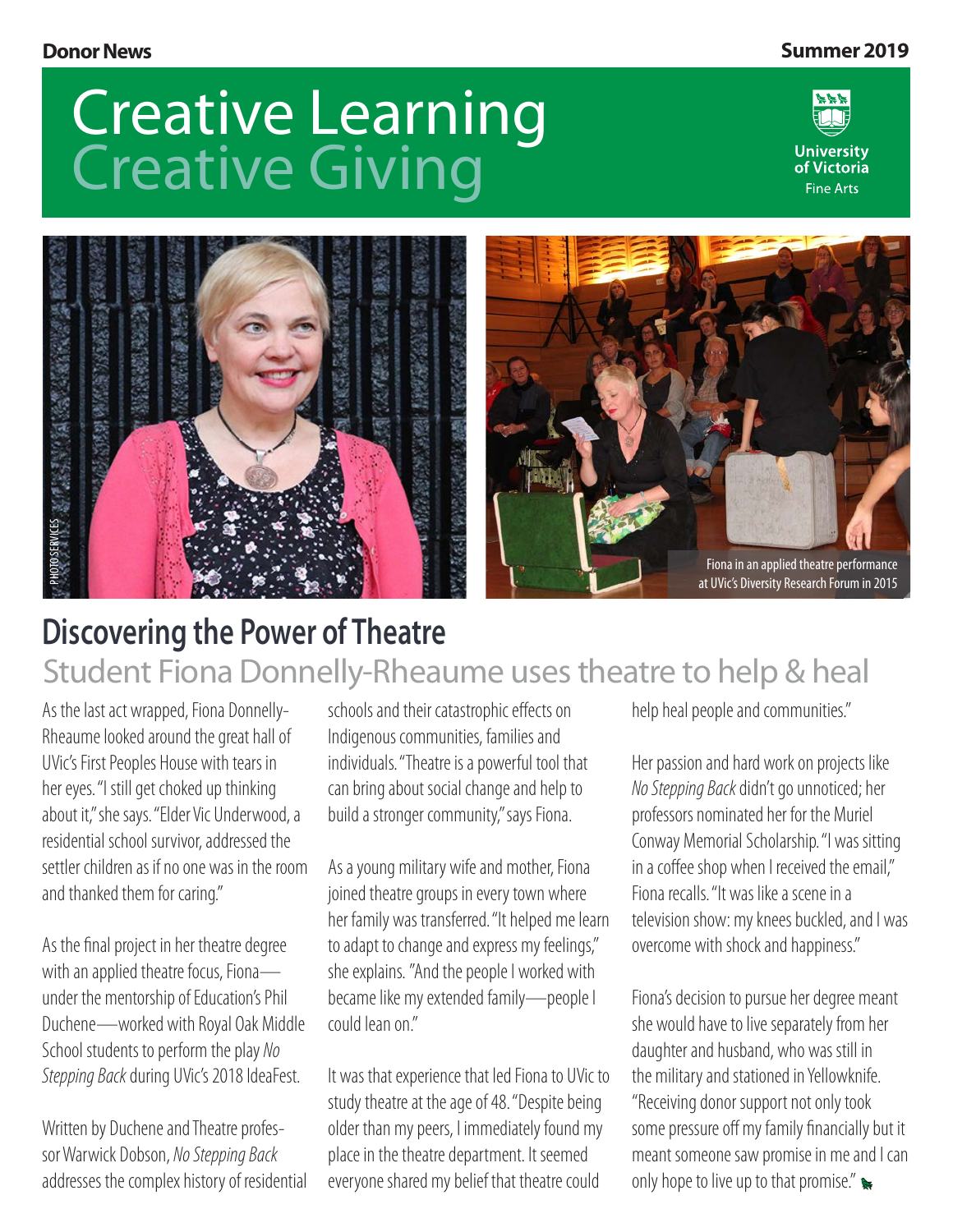Donor News

Summer 2019

# Creative Learning Creative Giving

University of Victoria Fine Arts

PHOTO SERVICES

Fiona in an applied theatre performance at UVic's Diversity Research Forum in 2015

## Discovering the Power of Theatre

### Student Fiona Donnelly-Rheaume uses theatre to help & heal

As the last act wrapped, Fiona Donnelly-Rheaume looked around the great hall of UVic's First Peoples House with tears in her eyes. "I still get choked up thinking about it," she says. "Elder Vic Underwood, a residential school survivor, addressed the settler children as if no one was in the room and thanked them for caring."

As the final project in her theatre degree with an applied theatre focus, Fiona—under the mentorship of Education's Phil Duchene—worked with Royal Oak Middle School students to perform the play *No Stepping Back* during UVic's 2018 IdeaFest.

Written by Duchene and Theatre professor Warwick Dobson, *No Stepping Back* addresses the complex history of residential schools and their catastrophic effects on Indigenous communities, families and individuals. "Theatre is a powerful tool that can bring about social change and help to build a stronger community," says Fiona.

As a young military wife and mother, Fiona joined theatre groups in every town where her family was transferred. "It helped me learn to adapt to change and express my feelings," she explains. "And the people I worked with became like my extended family—people I could lean on."

It was that experience that led Fiona to UVic to study theatre at the age of 48. "Despite being older than my peers, I immediately found my place in the theatre department. It seemed everyone shared my belief that theatre could help heal people and communities."

Her passion and hard work on projects like *No Stepping Back* didn't go unnoticed; her professors nominated her for the Muriel Conway Memorial Scholarship. "I was sitting in a coffee shop when I received the email," Fiona recalls. "It was like a scene in a television show: my knees buckled, and I was overcome with shock and happiness."

Fiona's decision to pursue her degree meant she would have to live separately from her daughter and husband, who was still in the military and stationed in Yellowknife. "Receiving donor support not only took some pressure off my family financially but it meant someone saw promise in me and I can only hope to live up to that promise."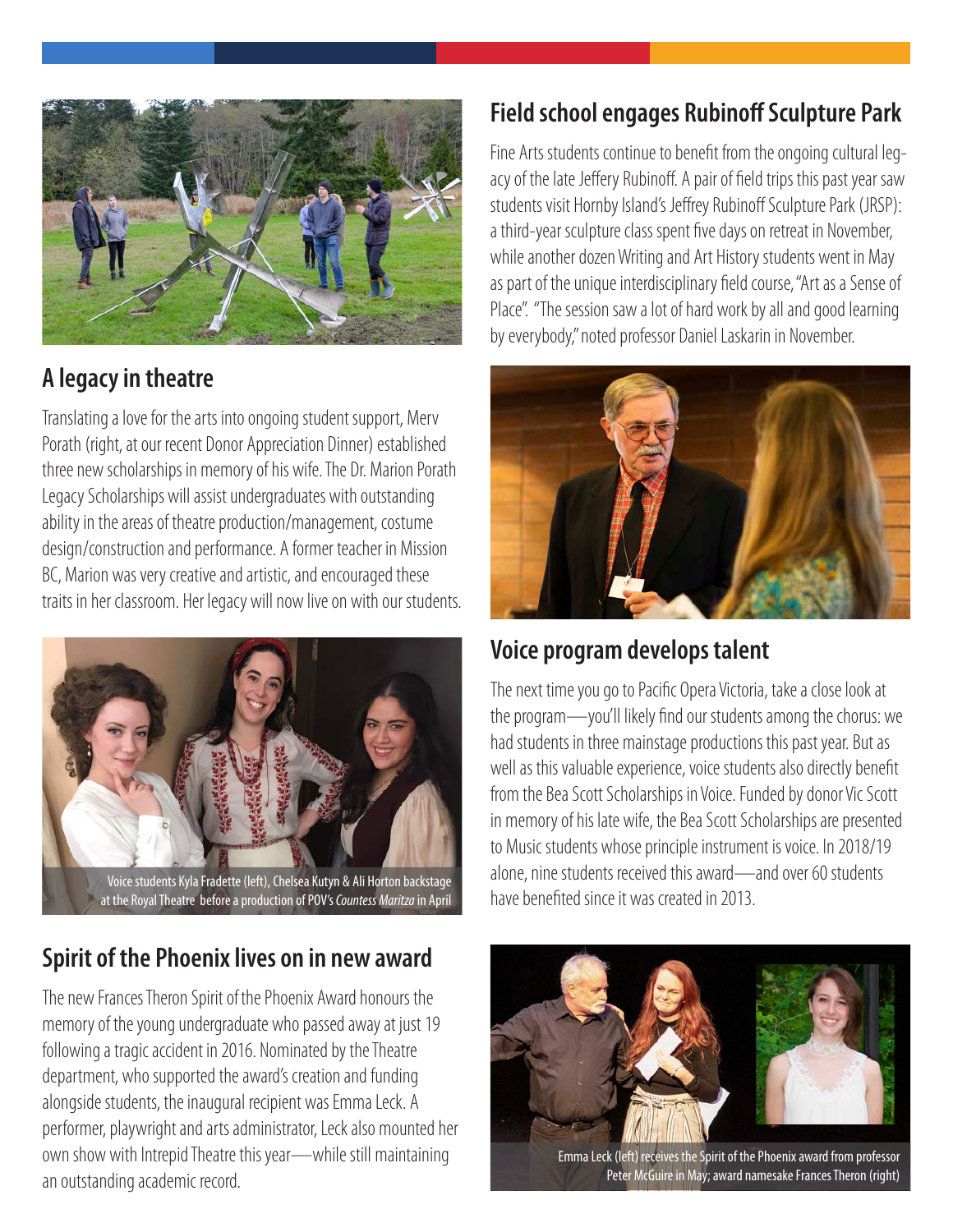## A legacy in theatre

Translating a love for the arts into ongoing student support, Merv Porath (right, at our recent Donor Appreciation Dinner) established three new scholarships in memory of his wife. The Dr. Marion Porath Legacy Scholarships will assist undergraduates with outstanding ability in the areas of theatre production/management, costume design/construction and performance. A former teacher in Mission BC, Marion was very creative and artistic, and encouraged these traits in her classroom. Her legacy will now live on with our students.

Voice students Kyla Fradette (left), Chelsea Kutyn & Ali Horton backstage at the Royal Theatre before a production of POV's *Countess Maritza* in April

## Spirit of the Phoenix lives on in new award

The new Frances Theron Spirit of the Phoenix Award honours the memory of the young undergraduate who passed away at just 19 following a tragic accident in 2016. Nominated by the Theatre department, who supported the award's creation and funding alongside students, the inaugural recipient was Emma Leck. A performer, playwright and arts administrator, Leck also mounted her own show with Intrepid Theatre this year—while still maintaining an outstanding academic record.

## Field school engages Rubinoff Sculpture Park

Fine Arts students continue to benefit from the ongoing cultural legacy of the late Jeffery Rubinoff. A pair of field trips this past year saw students visit Hornby Island's Jeffrey Rubinoff Sculpture Park (JRSP): a third-year sculpture class spent five days on retreat in November, while another dozen Writing and Art History students went in May as part of the unique interdisciplinary field course, "Art as a Sense of Place". "The session saw a lot of hard work by all and good learning by everybody," noted professor Daniel Laskarin in November.

## Voice program develops talent

The next time you go to Pacific Opera Victoria, take a close look at the program—you'll likely find our students among the chorus: we had students in three mainstage productions this past year. But as well as this valuable experience, voice students also directly benefit from the Bea Scott Scholarships in Voice. Funded by donor Vic Scott in memory of his late wife, the Bea Scott Scholarships are presented to Music students whose principle instrument is voice. In 2018/19 alone, nine students received this award—and over 60 students have benefited since it was created in 2013.

Emma Leck (left) receives the Spirit of the Phoenix award from professor Peter McGuire in May; award namesake Frances Theron (right)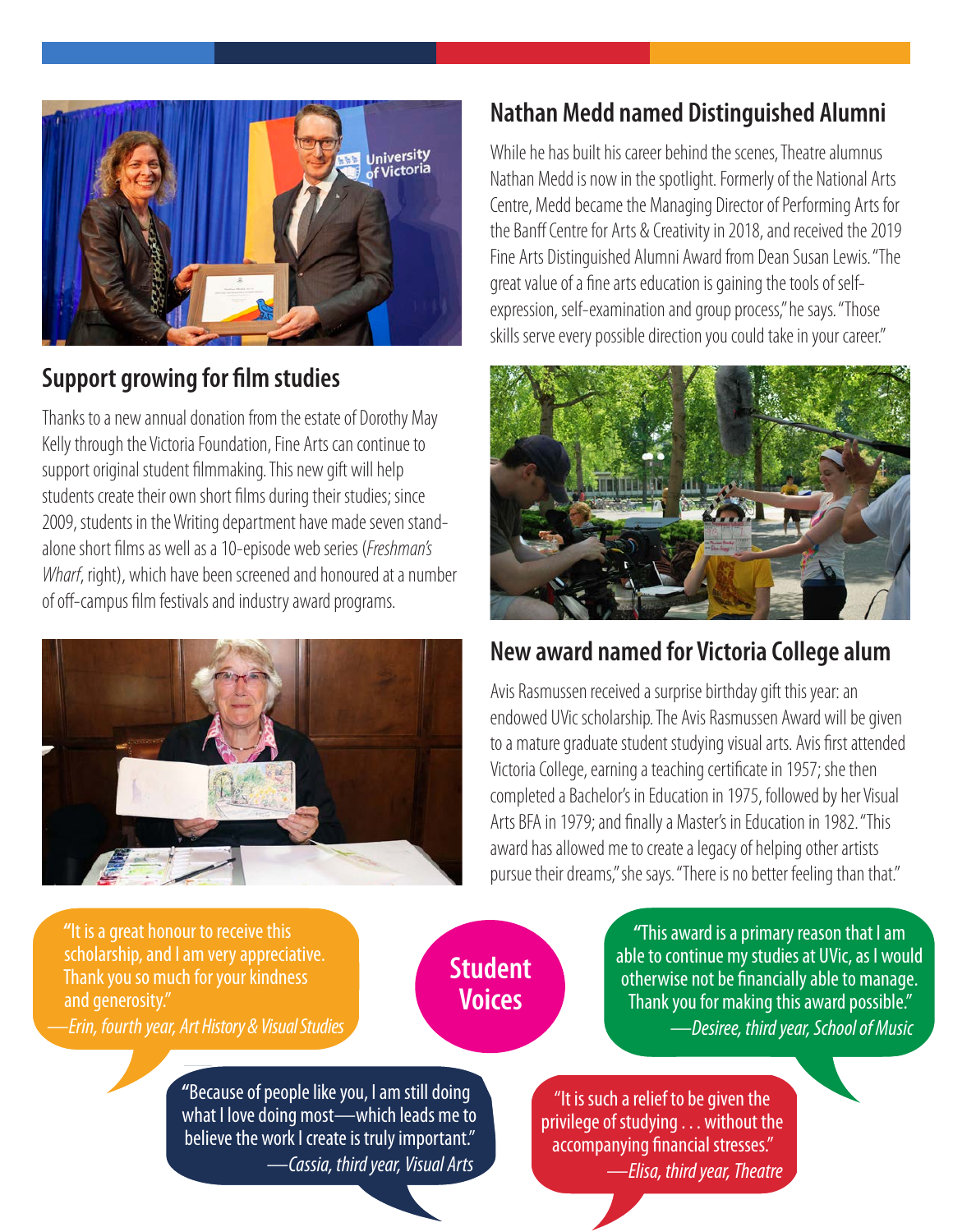## Nathan Medd named Distinguished Alumni

While he has built his career behind the scenes, Theatre alumnus Nathan Medd is now in the spotlight. Formerly of the National Arts Centre, Medd became the Managing Director of Performing Arts for the Banff Centre for Arts & Creativity in 2018, and received the 2019 Fine Arts Distinguished Alumni Award from Dean Susan Lewis. "The great value of a fine arts education is gaining the tools of self-expression, self-examination and group process," he says. "Those skills serve every possible direction you could take in your career."

## Support growing for film studies

Thanks to a new annual donation from the estate of Dorothy May Kelly through the Victoria Foundation, Fine Arts can continue to support original student filmmaking. This new gift will help students create their own short films during their studies; since 2009, students in the Writing department have made seven stand-alone short films as well as a 10-episode web series (*Freshman's Wharf*, right), which have been screened and honoured at a number of off-campus film festivals and industry award programs.

## New award named for Victoria College alum

Avis Rasmussen received a surprise birthday gift this year: an endowed UVic scholarship. The Avis Rasmussen Award will be given to a mature graduate student studying visual arts. Avis first attended Victoria College, earning a teaching certificate in 1957; she then completed a Bachelor's in Education in 1975, followed by her Visual Arts BFA in 1979; and finally a Master's in Education in 1982. "This award has allowed me to create a legacy of helping other artists pursue their dreams," she says. "There is no better feeling than that."

## Student Voices

"It is a great honour to receive this scholarship, and I am very appreciative. Thank you so much for your kindness and generosity."
—*Erin, fourth year, Art History & Visual Studies*

"This award is a primary reason that I am able to continue my studies at UVic, as I would otherwise not be financially able to manage. Thank you for making this award possible."
—*Desiree, third year, School of Music*

"Because of people like you, I am still doing what I love doing most—which leads me to believe the work I create is truly important."
—*Cassia, third year, Visual Arts*

"It is such a relief to be given the privilege of studying . . . without the accompanying financial stresses."
—*Elisa, third year, Theatre*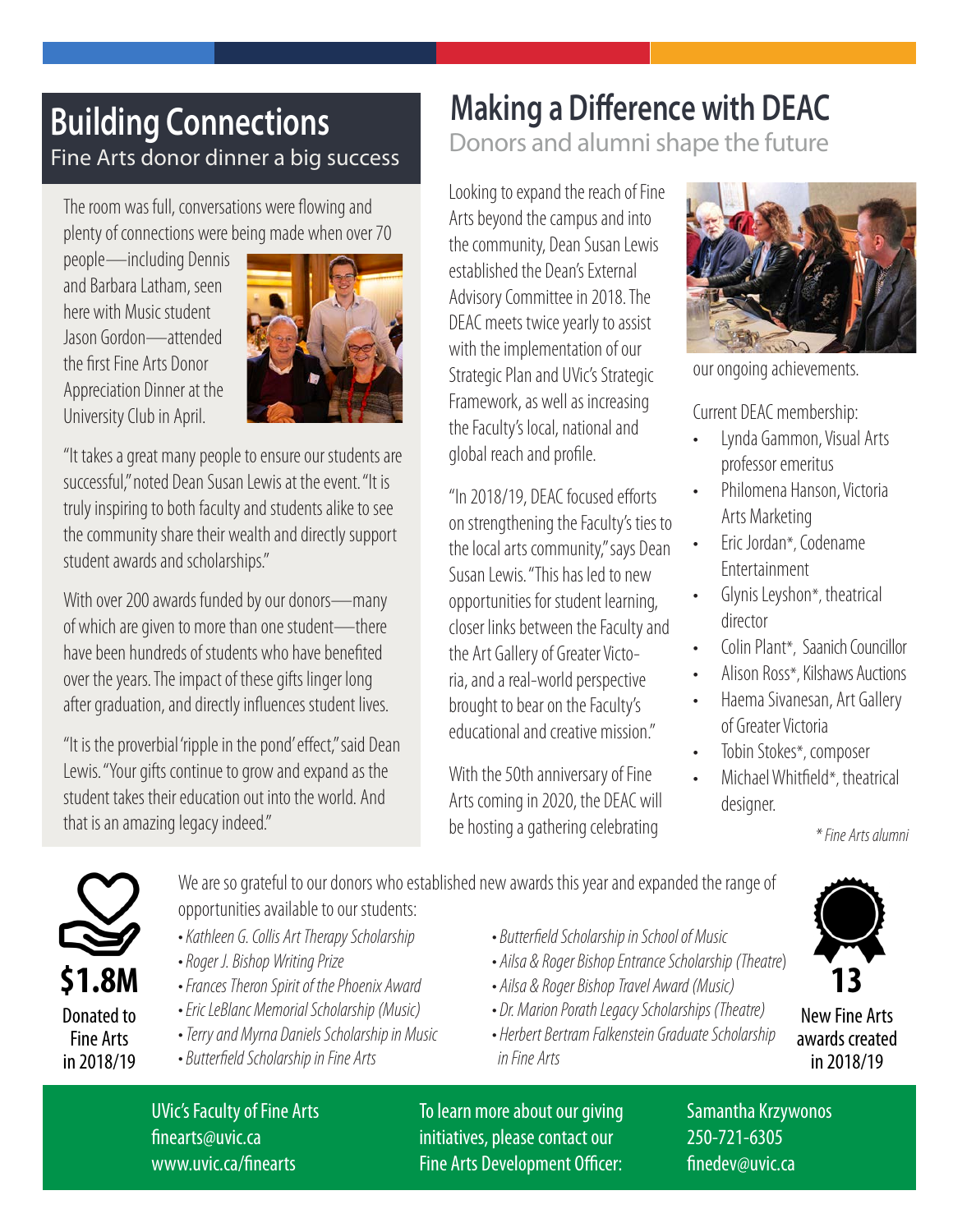## Building Connections

Fine Arts donor dinner a big success

The room was full, conversations were flowing and plenty of connections were being made when over 70 people—including Dennis and Barbara Latham, seen here with Music student Jason Gordon—attended the first Fine Arts Donor Appreciation Dinner at the University Club in April.

"It takes a great many people to ensure our students are successful," noted Dean Susan Lewis at the event. "It is truly inspiring to both faculty and students alike to see the community share their wealth and directly support student awards and scholarships."

With over 200 awards funded by our donors—many of which are given to more than one student—there have been hundreds of students who have benefited over the years. The impact of these gifts linger long after graduation, and directly influences student lives.

"It is the proverbial 'ripple in the pond' effect," said Dean Lewis. "Your gifts continue to grow and expand as the student takes their education out into the world. And that is an amazing legacy indeed."

## Making a Difference with DEAC

Donors and alumni shape the future

Looking to expand the reach of Fine Arts beyond the campus and into the community, Dean Susan Lewis established the Dean's External Advisory Committee in 2018. The DEAC meets twice yearly to assist with the implementation of our Strategic Plan and UVic's Strategic Framework, as well as increasing the Faculty's local, national and global reach and profile.

"In 2018/19, DEAC focused efforts on strengthening the Faculty's ties to the local arts community," says Dean Susan Lewis. "This has led to new opportunities for student learning, closer links between the Faculty and the Art Gallery of Greater Victoria, and a real-world perspective brought to bear on the Faculty's educational and creative mission."

With the 50th anniversary of Fine Arts coming in 2020, the DEAC will be hosting a gathering celebrating our ongoing achievements.

Current DEAC membership:

- Lynda Gammon, Visual Arts professor emeritus
- Philomena Hanson, Victoria Arts Marketing
- Eric Jordan*, Codename Entertainment
- Glynis Leyshon*, theatrical director
- Colin Plant*, Saanich Councillor
- Alison Ross*, Kilshaws Auctions
- Haema Sivanesan, Art Gallery of Greater Victoria
- Tobin Stokes*, composer
- Michael Whitfield*, theatrical designer.

*\* Fine Arts alumni*

**$1.8M**
Donated to Fine Arts in 2018/19

We are so grateful to our donors who established new awards this year and expanded the range of opportunities available to our students:

- *Kathleen G. Collis Art Therapy Scholarship*
- *Roger J. Bishop Writing Prize*
- *Frances Theron Spirit of the Phoenix Award*
- *Eric LeBlanc Memorial Scholarship (Music)*
- *Terry and Myrna Daniels Scholarship in Music*
- *Butterfield Scholarship in Fine Arts*
- *Butterfield Scholarship in School of Music*
- *Ailsa & Roger Bishop Entrance Scholarship (Theatre)*
- *Ailsa & Roger Bishop Travel Award (Music)*
- *Dr. Marion Porath Legacy Scholarships (Theatre)*
- *Herbert Bertram Falkenstein Graduate Scholarship in Fine Arts*

**13**
New Fine Arts awards created in 2018/19

UVic's Faculty of Fine Arts
finearts@uvic.ca
www.uvic.ca/finearts

To learn more about our giving initiatives, please contact our Fine Arts Development Officer:

Samantha Krzywonos
250-721-6305
finedev@uvic.ca